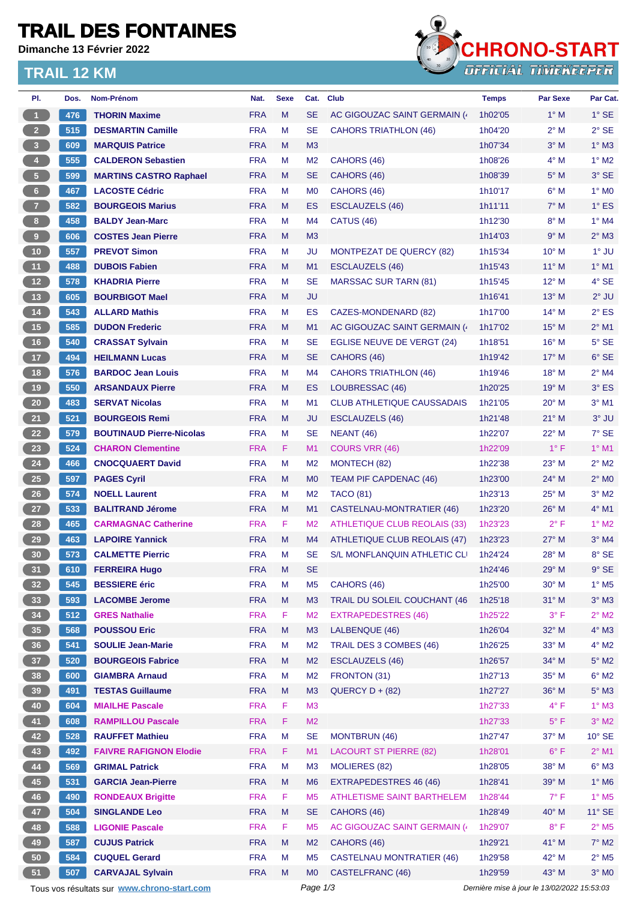# TRAIL DES FONTAINES

**Dimanche 13 Février 2022**

## TRAIL 12 KM

CHRONO-START OFFICIAL TIMEKEEPER

| Pl. | Dos. | Nom-Prénom | Nat. | Sexe | Cat. | Club | Temps | Par Sexe | Par Cat. |
|---|---|---|---|---|---|---|---|---|---|
| 1 | 476 | THORIN Maxime | FRA | M | SE | AC GIGOUZAC SAINT GERMAIN (4 | 1h02'05 | 1° M | 1° SE |
| 2 | 515 | DESMARTIN Camille | FRA | M | SE | CAHORS TRIATHLON (46) | 1h04'20 | 2° M | 2° SE |
| 3 | 609 | MARQUIS Patrice | FRA | M | M3 | | 1h07'34 | 3° M | 1° M3 |
| 4 | 555 | CALDERON Sebastien | FRA | M | M2 | CAHORS (46) | 1h08'26 | 4° M | 1° M2 |
| 5 | 599 | MARTINS CASTRO Raphael | FRA | M | SE | CAHORS (46) | 1h08'39 | 5° M | 3° SE |
| 6 | 467 | LACOSTE Cédric | FRA | M | M0 | CAHORS (46) | 1h10'17 | 6° M | 1° M0 |
| 7 | 582 | BOURGEOIS Marius | FRA | M | ES | ESCLAUZELS (46) | 1h11'11 | 7° M | 1° ES |
| 8 | 458 | BALDY Jean-Marc | FRA | M | M4 | CATUS (46) | 1h12'30 | 8° M | 1° M4 |
| 9 | 606 | COSTES Jean Pierre | FRA | M | M3 | | 1h14'03 | 9° M | 2° M3 |
| 10 | 557 | PREVOT Simon | FRA | M | JU | MONTPEZAT DE QUERCY (82) | 1h15'34 | 10° M | 1° JU |
| 11 | 488 | DUBOIS Fabien | FRA | M | M1 | ESCLAUZELS (46) | 1h15'43 | 11° M | 1° M1 |
| 12 | 578 | KHADRIA Pierre | FRA | M | SE | MARSSAC SUR TARN (81) | 1h15'45 | 12° M | 4° SE |
| 13 | 605 | BOURBIGOT Mael | FRA | M | JU | | 1h16'41 | 13° M | 2° JU |
| 14 | 543 | ALLARD Mathis | FRA | M | ES | CAZES-MONDENARD (82) | 1h17'00 | 14° M | 2° ES |
| 15 | 585 | DUDON Frederic | FRA | M | M1 | AC GIGOUZAC SAINT GERMAIN (4 | 1h17'02 | 15° M | 2° M1 |
| 16 | 540 | CRASSAT Sylvain | FRA | M | SE | EGLISE NEUVE DE VERGT (24) | 1h18'51 | 16° M | 5° SE |
| 17 | 494 | HEILMANN Lucas | FRA | M | SE | CAHORS (46) | 1h19'42 | 17° M | 6° SE |
| 18 | 576 | BARDOC Jean Louis | FRA | M | M4 | CAHORS TRIATHLON (46) | 1h19'46 | 18° M | 2° M4 |
| 19 | 550 | ARSANDAUX Pierre | FRA | M | ES | LOUBRESSAC (46) | 1h20'25 | 19° M | 3° ES |
| 20 | 483 | SERVAT Nicolas | FRA | M | M1 | CLUB ATHLETIQUE CAUSSADAIS | 1h21'05 | 20° M | 3° M1 |
| 21 | 521 | BOURGEOIS Remi | FRA | M | JU | ESCLAUZELS (46) | 1h21'48 | 21° M | 3° JU |
| 22 | 579 | BOUTINAUD Pierre-Nicolas | FRA | M | SE | NEANT (46) | 1h22'07 | 22° M | 7° SE |
| 23 | 524 | CHARON Clementine | FRA | F | M1 | COURS VRR (46) | 1h22'09 | 1° F | 1° M1 |
| 24 | 466 | CNOCQUAERT David | FRA | M | M2 | MONTECH (82) | 1h22'38 | 23° M | 2° M2 |
| 25 | 597 | PAGES Cyril | FRA | M | M0 | TEAM PIF CAPDENAC (46) | 1h23'00 | 24° M | 2° M0 |
| 26 | 574 | NOELL Laurent | FRA | M | M2 | TACO (81) | 1h23'13 | 25° M | 3° M2 |
| 27 | 533 | BALITRAND Jérome | FRA | M | M1 | CASTELNAU-MONTRATIER (46) | 1h23'20 | 26° M | 4° M1 |
| 28 | 465 | CARMAGNAC Catherine | FRA | F | M2 | ATHLETIQUE CLUB REOLAIS (33) | 1h23'23 | 2° F | 1° M2 |
| 29 | 463 | LAPOIRE Yannick | FRA | M | M4 | ATHLETIQUE CLUB REOLAIS (47) | 1h23'23 | 27° M | 3° M4 |
| 30 | 573 | CALMETTE Pierric | FRA | M | SE | S/L MONFLANQUIN ATHLETIC CLI | 1h24'24 | 28° M | 8° SE |
| 31 | 610 | FERREIRA Hugo | FRA | M | SE | | 1h24'46 | 29° M | 9° SE |
| 32 | 545 | BESSIERE éric | FRA | M | M5 | CAHORS (46) | 1h25'00 | 30° M | 1° M5 |
| 33 | 593 | LACOMBE Jerome | FRA | M | M3 | TRAIL DU SOLEIL COUCHANT (46 | 1h25'18 | 31° M | 3° M3 |
| 34 | 512 | GRES Nathalie | FRA | F | M2 | EXTRAPEDESTRES (46) | 1h25'22 | 3° F | 2° M2 |
| 35 | 568 | POUSSOU Eric | FRA | M | M3 | LALBENQUE (46) | 1h26'04 | 32° M | 4° M3 |
| 36 | 541 | SOULIE Jean-Marie | FRA | M | M2 | TRAIL DES 3 COMBES (46) | 1h26'25 | 33° M | 4° M2 |
| 37 | 520 | BOURGEOIS Fabrice | FRA | M | M2 | ESCLAUZELS (46) | 1h26'57 | 34° M | 5° M2 |
| 38 | 600 | GIAMBRA Arnaud | FRA | M | M2 | FRONTON (31) | 1h27'13 | 35° M | 6° M2 |
| 39 | 491 | TESTAS Guillaume | FRA | M | M3 | QUERCY D + (82) | 1h27'27 | 36° M | 5° M3 |
| 40 | 604 | MIAILHE Pascale | FRA | F | M3 | | 1h27'33 | 4° F | 1° M3 |
| 41 | 608 | RAMPILLOU Pascale | FRA | F | M2 | | 1h27'33 | 5° F | 3° M2 |
| 42 | 528 | RAUFFET Mathieu | FRA | M | SE | MONTBRUN (46) | 1h27'47 | 37° M | 10° SE |
| 43 | 492 | FAIVRE RAFIGNON Elodie | FRA | F | M1 | LACOURT ST PIERRE (82) | 1h28'01 | 6° F | 2° M1 |
| 44 | 569 | GRIMAL Patrick | FRA | M | M3 | MOLIERES (82) | 1h28'05 | 38° M | 6° M3 |
| 45 | 531 | GARCIA Jean-Pierre | FRA | M | M6 | EXTRAPEDESTRES 46 (46) | 1h28'41 | 39° M | 1° M6 |
| 46 | 490 | RONDEAUX Brigitte | FRA | F | M5 | ATHLETISME SAINT BARTHELEM | 1h28'44 | 7° F | 1° M5 |
| 47 | 504 | SINGLANDE Leo | FRA | M | SE | CAHORS (46) | 1h28'49 | 40° M | 11° SE |
| 48 | 588 | LIGONIE Pascale | FRA | F | M5 | AC GIGOUZAC SAINT GERMAIN (4 | 1h29'07 | 8° F | 2° M5 |
| 49 | 587 | CUJUS Patrick | FRA | M | M2 | CAHORS (46) | 1h29'21 | 41° M | 7° M2 |
| 50 | 584 | CUQUEL Gerard | FRA | M | M5 | CASTELNAU MONTRATIER (46) | 1h29'58 | 42° M | 2° M5 |
| 51 | 507 | CARVAJAL Sylvain | FRA | M | M0 | CASTELFRANC (46) | 1h29'59 | 43° M | 3° M0 |

Tous vos résultats sur www.chrono-start.com

*Dernière mise à jour le 13/02/2022 15:53:03*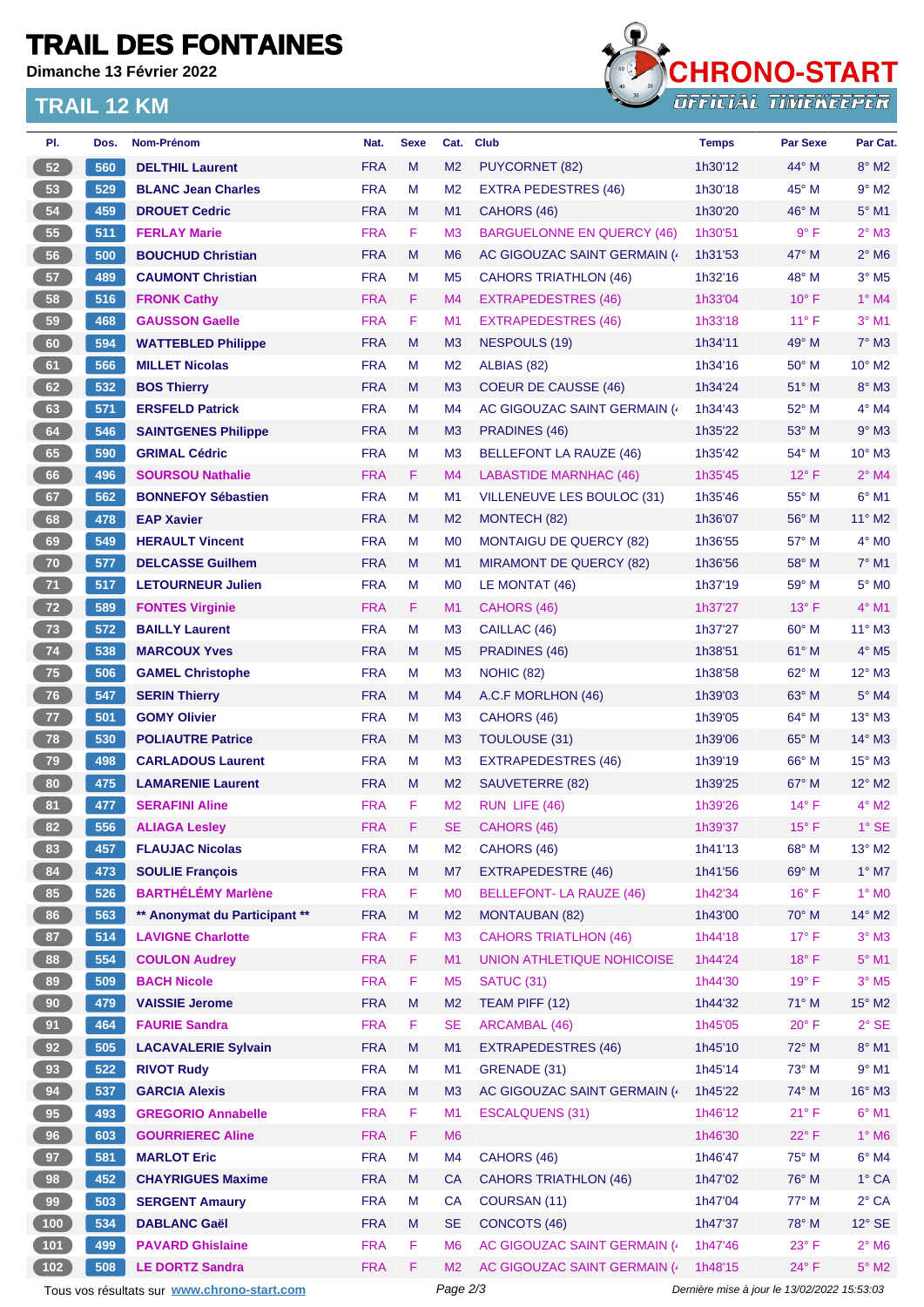# TRAIL DES FONTAINES

**Dimanche 13 Février 2022**

## TRAIL 12 KM

CHRONO-START OFFICIAL TIMEKEEPER

| Pl. | Dos. | Nom-Prénom | Nat. | Sexe | Cat. | Club | Temps | Par Sexe | Par Cat. |
|---|---|---|---|---|---|---|---|---|---|
| 52 | 560 | **DELTHIL Laurent** | FRA | M | M2 | PUYCORNET (82) | 1h30'12 | 44° M | 8° M2 |
| 53 | 529 | **BLANC Jean Charles** | FRA | M | M2 | EXTRA PEDESTRES (46) | 1h30'18 | 45° M | 9° M2 |
| 54 | 459 | **DROUET Cedric** | FRA | M | M1 | CAHORS (46) | 1h30'20 | 46° M | 5° M1 |
| 55 | 511 | **FERLAY Marie** | FRA | F | M3 | BARGUELONNE EN QUERCY (46) | 1h30'51 | 9° F | 2° M3 |
| 56 | 500 | **BOUCHUD Christian** | FRA | M | M6 | AC GIGOUZAC SAINT GERMAIN (4 | 1h31'53 | 47° M | 2° M6 |
| 57 | 489 | **CAUMONT Christian** | FRA | M | M5 | CAHORS TRIATHLON (46) | 1h32'16 | 48° M | 3° M5 |
| 58 | 516 | **FRONK Cathy** | FRA | F | M4 | EXTRAPEDESTRES (46) | 1h33'04 | 10° F | 1° M4 |
| 59 | 468 | **GAUSSON Gaelle** | FRA | F | M1 | EXTRAPEDESTRES (46) | 1h33'18 | 11° F | 3° M1 |
| 60 | 594 | **WATTEBLED Philippe** | FRA | M | M3 | NESPOULS (19) | 1h34'11 | 49° M | 7° M3 |
| 61 | 566 | **MILLET Nicolas** | FRA | M | M2 | ALBIAS (82) | 1h34'16 | 50° M | 10° M2 |
| 62 | 532 | **BOS Thierry** | FRA | M | M3 | COEUR DE CAUSSE (46) | 1h34'24 | 51° M | 8° M3 |
| 63 | 571 | **ERSFELD Patrick** | FRA | M | M4 | AC GIGOUZAC SAINT GERMAIN (4 | 1h34'43 | 52° M | 4° M4 |
| 64 | 546 | **SAINTGENES Philippe** | FRA | M | M3 | PRADINES (46) | 1h35'22 | 53° M | 9° M3 |
| 65 | 590 | **GRIMAL Cédric** | FRA | M | M3 | BELLEFONT LA RAUZE (46) | 1h35'42 | 54° M | 10° M3 |
| 66 | 496 | **SOURSOU Nathalie** | FRA | F | M4 | LABASTIDE MARNHAC (46) | 1h35'45 | 12° F | 2° M4 |
| 67 | 562 | **BONNEFOY Sébastien** | FRA | M | M1 | VILLENEUVE LES BOULOC (31) | 1h35'46 | 55° M | 6° M1 |
| 68 | 478 | **EAP Xavier** | FRA | M | M2 | MONTECH (82) | 1h36'07 | 56° M | 11° M2 |
| 69 | 549 | **HERAULT Vincent** | FRA | M | M0 | MONTAIGU DE QUERCY (82) | 1h36'55 | 57° M | 4° M0 |
| 70 | 577 | **DELCASSE Guilhem** | FRA | M | M1 | MIRAMONT DE QUERCY (82) | 1h36'56 | 58° M | 7° M1 |
| 71 | 517 | **LETOURNEUR Julien** | FRA | M | M0 | LE MONTAT (46) | 1h37'19 | 59° M | 5° M0 |
| 72 | 589 | **FONTES Virginie** | FRA | F | M1 | CAHORS (46) | 1h37'27 | 13° F | 4° M1 |
| 73 | 572 | **BAILLY Laurent** | FRA | M | M3 | CAILLAC (46) | 1h37'27 | 60° M | 11° M3 |
| 74 | 538 | **MARCOUX Yves** | FRA | M | M5 | PRADINES (46) | 1h38'51 | 61° M | 4° M5 |
| 75 | 506 | **GAMEL Christophe** | FRA | M | M3 | NOHIC (82) | 1h38'58 | 62° M | 12° M3 |
| 76 | 547 | **SERIN Thierry** | FRA | M | M4 | A.C.F MORLHON (46) | 1h39'03 | 63° M | 5° M4 |
| 77 | 501 | **GOMY Olivier** | FRA | M | M3 | CAHORS (46) | 1h39'05 | 64° M | 13° M3 |
| 78 | 530 | **POLIAUTRE Patrice** | FRA | M | M3 | TOULOUSE (31) | 1h39'06 | 65° M | 14° M3 |
| 79 | 498 | **CARLADOUS Laurent** | FRA | M | M3 | EXTRAPEDESTRES (46) | 1h39'19 | 66° M | 15° M3 |
| 80 | 475 | **LAMARENIE Laurent** | FRA | M | M2 | SAUVETERRE (82) | 1h39'25 | 67° M | 12° M2 |
| 81 | 477 | **SERAFINI Aline** | FRA | F | M2 | RUN LIFE (46) | 1h39'26 | 14° F | 4° M2 |
| 82 | 556 | **ALIAGA Lesley** | FRA | F | SE | CAHORS (46) | 1h39'37 | 15° F | 1° SE |
| 83 | 457 | **FLAUJAC Nicolas** | FRA | M | M2 | CAHORS (46) | 1h41'13 | 68° M | 13° M2 |
| 84 | 473 | **SOULIE François** | FRA | M | M7 | EXTRAPEDESTRE (46) | 1h41'56 | 69° M | 1° M7 |
| 85 | 526 | **BARTHÉLÉMY Marlène** | FRA | F | M0 | BELLEFONT- LA RAUZE (46) | 1h42'34 | 16° F | 1° M0 |
| 86 | 563 | **\*\* Anonymat du Participant \*\*** | FRA | M | M2 | MONTAUBAN (82) | 1h43'00 | 70° M | 14° M2 |
| 87 | 514 | **LAVIGNE Charlotte** | FRA | F | M3 | CAHORS TRIATLHON (46) | 1h44'18 | 17° F | 3° M3 |
| 88 | 554 | **COULON Audrey** | FRA | F | M1 | UNION ATHLETIQUE NOHICOISE | 1h44'24 | 18° F | 5° M1 |
| 89 | 509 | **BACH Nicole** | FRA | F | M5 | SATUC (31) | 1h44'30 | 19° F | 3° M5 |
| 90 | 479 | **VAISSIE Jerome** | FRA | M | M2 | TEAM PIFF (12) | 1h44'32 | 71° M | 15° M2 |
| 91 | 464 | **FAURIE Sandra** | FRA | F | SE | ARCAMBAL (46) | 1h45'05 | 20° F | 2° SE |
| 92 | 505 | **LACAVALERIE Sylvain** | FRA | M | M1 | EXTRAPEDESTRES (46) | 1h45'10 | 72° M | 8° M1 |
| 93 | 522 | **RIVOT Rudy** | FRA | M | M1 | GRENADE (31) | 1h45'14 | 73° M | 9° M1 |
| 94 | 537 | **GARCIA Alexis** | FRA | M | M3 | AC GIGOUZAC SAINT GERMAIN (4 | 1h45'22 | 74° M | 16° M3 |
| 95 | 493 | **GREGORIO Annabelle** | FRA | F | M1 | ESCALQUENS (31) | 1h46'12 | 21° F | 6° M1 |
| 96 | 603 | **GOURRIEREC Aline** | FRA | F | M6 | | 1h46'30 | 22° F | 1° M6 |
| 97 | 581 | **MARLOT Eric** | FRA | M | M4 | CAHORS (46) | 1h46'47 | 75° M | 6° M4 |
| 98 | 452 | **CHAYRIGUES Maxime** | FRA | M | CA | CAHORS TRIATHLON (46) | 1h47'02 | 76° M | 1° CA |
| 99 | 503 | **SERGENT Amaury** | FRA | M | CA | COURSAN (11) | 1h47'04 | 77° M | 2° CA |
| 100 | 534 | **DABLANC Gaël** | FRA | M | SE | CONCOTS (46) | 1h47'37 | 78° M | 12° SE |
| 101 | 499 | **PAVARD Ghislaine** | FRA | F | M6 | AC GIGOUZAC SAINT GERMAIN (4 | 1h47'46 | 23° F | 2° M6 |
| 102 | 508 | **LE DORTZ Sandra** | FRA | F | M2 | AC GIGOUZAC SAINT GERMAIN (4 | 1h48'15 | 24° F | 5° M2 |

Tous vos résultats sur www.chrono-start.com

*Dernière mise à jour le 13/02/2022 15:53:03*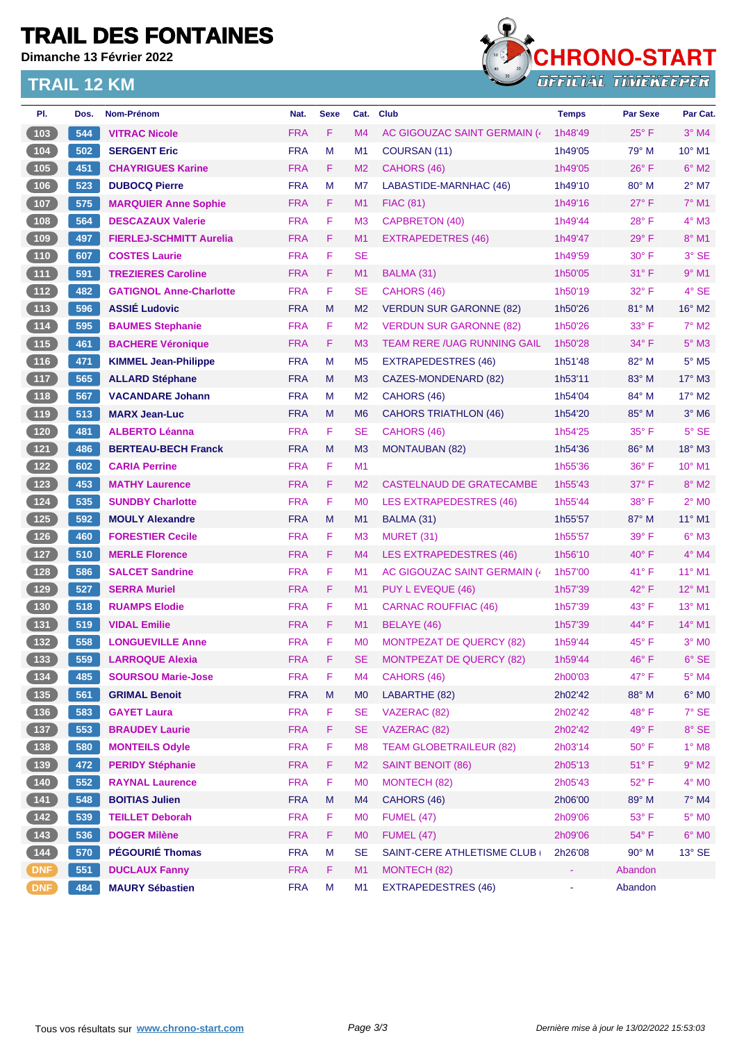# TRAIL DES FONTAINES

**Dimanche 13 Février 2022**

## TRAIL 12 KM

CHRONO-START OFFICIAL TIMEKEEPER

| Pl. | Dos. | Nom-Prénom | Nat. | Sexe | Cat. | Club | Temps | Par Sexe | Par Cat. |
|---|---|---|---|---|---|---|---|---|---|
| 103 | 544 | VITRAC Nicole | FRA | F | M4 | AC GIGOUZAC SAINT GERMAIN (4 | 1h48'49 | 25° F | 3° M4 |
| 104 | 502 | SERGENT Eric | FRA | M | M1 | COURSAN (11) | 1h49'05 | 79° M | 10° M1 |
| 105 | 451 | CHAYRIGUES Karine | FRA | F | M2 | CAHORS (46) | 1h49'05 | 26° F | 6° M2 |
| 106 | 523 | DUBOCQ Pierre | FRA | M | M7 | LABASTIDE-MARNHAC (46) | 1h49'10 | 80° M | 2° M7 |
| 107 | 575 | MARQUIER Anne Sophie | FRA | F | M1 | FIAC (81) | 1h49'16 | 27° F | 7° M1 |
| 108 | 564 | DESCAZAUX Valerie | FRA | F | M3 | CAPBRETON (40) | 1h49'44 | 28° F | 4° M3 |
| 109 | 497 | FIERLEJ-SCHMITT Aurelia | FRA | F | M1 | EXTRAPEDETRES (46) | 1h49'47 | 29° F | 8° M1 |
| 110 | 607 | COSTES Laurie | FRA | F | SE | | 1h49'59 | 30° F | 3° SE |
| 111 | 591 | TREZIERES Caroline | FRA | F | M1 | BALMA (31) | 1h50'05 | 31° F | 9° M1 |
| 112 | 482 | GATIGNOL Anne-Charlotte | FRA | F | SE | CAHORS (46) | 1h50'19 | 32° F | 4° SE |
| 113 | 596 | ASSIÉ Ludovic | FRA | M | M2 | VERDUN SUR GARONNE (82) | 1h50'26 | 81° M | 16° M2 |
| 114 | 595 | BAUMES Stephanie | FRA | F | M2 | VERDUN SUR GARONNE (82) | 1h50'26 | 33° F | 7° M2 |
| 115 | 461 | BACHERE Véronique | FRA | F | M3 | TEAM RERE /UAG RUNNING GAIL | 1h50'28 | 34° F | 5° M3 |
| 116 | 471 | KIMMEL Jean-Philippe | FRA | M | M5 | EXTRAPEDESTRES (46) | 1h51'48 | 82° M | 5° M5 |
| 117 | 565 | ALLARD Stéphane | FRA | M | M3 | CAZES-MONDENARD (82) | 1h53'11 | 83° M | 17° M3 |
| 118 | 567 | VACANDARE Johann | FRA | M | M2 | CAHORS (46) | 1h54'04 | 84° M | 17° M2 |
| 119 | 513 | MARX Jean-Luc | FRA | M | M6 | CAHORS TRIATHLON (46) | 1h54'20 | 85° M | 3° M6 |
| 120 | 481 | ALBERTO Léanna | FRA | F | SE | CAHORS (46) | 1h54'25 | 35° F | 5° SE |
| 121 | 486 | BERTEAU-BECH Franck | FRA | M | M3 | MONTAUBAN (82) | 1h54'36 | 86° M | 18° M3 |
| 122 | 602 | CARIA Perrine | FRA | F | M1 | | 1h55'36 | 36° F | 10° M1 |
| 123 | 453 | MATHY Laurence | FRA | F | M2 | CASTELNAUD DE GRATECAMBE | 1h55'43 | 37° F | 8° M2 |
| 124 | 535 | SUNDBY Charlotte | FRA | F | M0 | LES EXTRAPEDESTRES (46) | 1h55'44 | 38° F | 2° M0 |
| 125 | 592 | MOULY Alexandre | FRA | M | M1 | BALMA (31) | 1h55'57 | 87° M | 11° M1 |
| 126 | 460 | FORESTIER Cecile | FRA | F | M3 | MURET (31) | 1h55'57 | 39° F | 6° M3 |
| 127 | 510 | MERLE Florence | FRA | F | M4 | LES EXTRAPEDESTRES (46) | 1h56'10 | 40° F | 4° M4 |
| 128 | 586 | SALCET Sandrine | FRA | F | M1 | AC GIGOUZAC SAINT GERMAIN (4 | 1h57'00 | 41° F | 11° M1 |
| 129 | 527 | SERRA Muriel | FRA | F | M1 | PUY L EVEQUE (46) | 1h57'39 | 42° F | 12° M1 |
| 130 | 518 | RUAMPS Elodie | FRA | F | M1 | CARNAC ROUFFIAC (46) | 1h57'39 | 43° F | 13° M1 |
| 131 | 519 | VIDAL Emilie | FRA | F | M1 | BELAYE (46) | 1h57'39 | 44° F | 14° M1 |
| 132 | 558 | LONGUEVILLE Anne | FRA | F | M0 | MONTPEZAT DE QUERCY (82) | 1h59'44 | 45° F | 3° M0 |
| 133 | 559 | LARROQUE Alexia | FRA | F | SE | MONTPEZAT DE QUERCY (82) | 1h59'44 | 46° F | 6° SE |
| 134 | 485 | SOURSOU Marie-Jose | FRA | F | M4 | CAHORS (46) | 2h00'03 | 47° F | 5° M4 |
| 135 | 561 | GRIMAL Benoit | FRA | M | M0 | LABARTHE (82) | 2h02'42 | 88° M | 6° M0 |
| 136 | 583 | GAYET Laura | FRA | F | SE | VAZERAC (82) | 2h02'42 | 48° F | 7° SE |
| 137 | 553 | BRAUDEY Laurie | FRA | F | SE | VAZERAC (82) | 2h02'42 | 49° F | 8° SE |
| 138 | 580 | MONTEILS Odyle | FRA | F | M8 | TEAM GLOBETRAILEUR (82) | 2h03'14 | 50° F | 1° M8 |
| 139 | 472 | PERIDY Stéphanie | FRA | F | M2 | SAINT BENOIT (86) | 2h05'13 | 51° F | 9° M2 |
| 140 | 552 | RAYNAL Laurence | FRA | F | M0 | MONTECH (82) | 2h05'43 | 52° F | 4° M0 |
| 141 | 548 | BOITIAS Julien | FRA | M | M4 | CAHORS (46) | 2h06'00 | 89° M | 7° M4 |
| 142 | 539 | TEILLET Deborah | FRA | F | M0 | FUMEL (47) | 2h09'06 | 53° F | 5° M0 |
| 143 | 536 | DOGER Milène | FRA | F | M0 | FUMEL (47) | 2h09'06 | 54° F | 6° M0 |
| 144 | 570 | PÉGOURIÉ Thomas | FRA | M | SE | SAINT-CERE ATHLETISME CLUB ( | 2h26'08 | 90° M | 13° SE |
| DNF | 551 | DUCLAUX Fanny | FRA | F | M1 | MONTECH (82) | - | Abandon | |
| DNF | 484 | MAURY Sébastien | FRA | M | M1 | EXTRAPEDESTRES (46) | - | Abandon | |

Tous vos résultats sur www.chrono-start.com

*Dernière mise à jour le 13/02/2022 15:53:03*